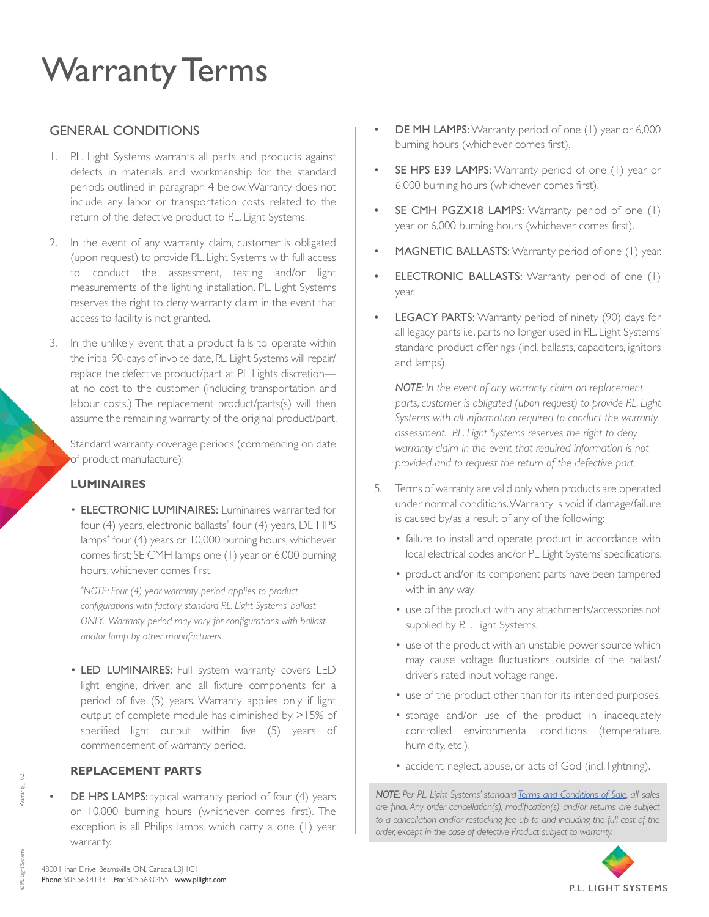# Warranty Terms

## GENERAL CONDITIONS

1. P.L. Light Systems warrants all parts and products against defects in materials and workmanship for the standard periods outlined in paragraph 4 below. Warranty does not include any labor or transportation costs related to the return of the defective product to P.L. Light Systems.

2. In the event of any warranty claim, customer is obligated (upon request) to provide P.L. Light Systems with full access to conduct the assessment, testing and/or light measurements of the lighting installation. P.L. Light Systems reserves the right to deny warranty claim in the event that access to facility is not granted.

3. In the unlikely event that a product fails to operate within the initial 90-days of invoice date, P.L. Light Systems will repair/replace the defective product/part at PL Lights discretion—at no cost to the customer (including transportation and labour costs.) The replacement product/parts(s) will then assume the remaining warranty of the original product/part.

4. Standard warranty coverage periods (commencing on date of product manufacture):

### LUMINAIRES

- ELECTRONIC LUMINAIRES: Luminaires warranted for four (4) years, electronic ballasts* four (4) years, DE HPS lamps* four (4) years or 10,000 burning hours, whichever comes first; SE CMH lamps one (1) year or 6,000 burning hours, whichever comes first.

  *\*NOTE: Four (4) year warranty period applies to product configurations with factory standard P.L. Light Systems' ballast ONLY. Warranty period may vary for configurations with ballast and/or lamp by other manufacturers.*

- LED LUMINAIRES: Full system warranty covers LED light engine, driver, and all fixture components for a period of five (5) years. Warranty applies only if light output of complete module has diminished by >15% of specified light output within five (5) years of commencement of warranty period.

### REPLACEMENT PARTS

- DE HPS LAMPS: typical warranty period of four (4) years or 10,000 burning hours (whichever comes first). The exception is all Philips lamps, which carry a one (1) year warranty.

- DE MH LAMPS: Warranty period of one (1) year or 6,000 burning hours (whichever comes first).

- SE HPS E39 LAMPS: Warranty period of one (1) year or 6,000 burning hours (whichever comes first).

- SE CMH PGZX18 LAMPS: Warranty period of one (1) year or 6,000 burning hours (whichever comes first).

- MAGNETIC BALLASTS: Warranty period of one (1) year.

- ELECTRONIC BALLASTS: Warranty period of one (1) year.

- LEGACY PARTS: Warranty period of ninety (90) days for all legacy parts i.e. parts no longer used in P.L. Light Systems' standard product offerings (incl. ballasts, capacitors, ignitors and lamps).

  ***NOTE**: In the event of any warranty claim on replacement parts, customer is obligated (upon request) to provide P.L. Light Systems with all information required to conduct the warranty assessment. P.L. Light Systems reserves the right to deny warranty claim in the event that required information is not provided and to request the return of the defective part.*

5. Terms of warranty are valid only when products are operated under normal conditions. Warranty is void if damage/failure is caused by/as a result of any of the following:

   - failure to install and operate product in accordance with local electrical codes and/or PL Light Systems' specifications.
   - product and/or its component parts have been tampered with in any way.
   - use of the product with any attachments/accessories not supplied by P.L. Light Systems.
   - use of the product with an unstable power source which may cause voltage fluctuations outside of the ballast/driver's rated input voltage range.
   - use of the product other than for its intended purposes.
   - storage and/or use of the product in inadequately controlled environmental conditions (temperature, humidity, etc.).
   - accident, neglect, abuse, or acts of God (incl. lightning).

***NOTE:** Per P.L. Light Systems' standard Terms and Conditions of Sale, all sales are final. Any order cancellation(s), modification(s) and/or returns are subject to a cancellation and/or restocking fee up to and including the full cost of the order, except in the case of defective Product subject to warranty.*

4800 Hinan Drive, Beamsville, ON, Canada, L3J 1C1
**Phone:** 905.563.4133 **Fax:** 905.563.0455 **www.pllight.com**

P.L. LIGHT SYSTEMS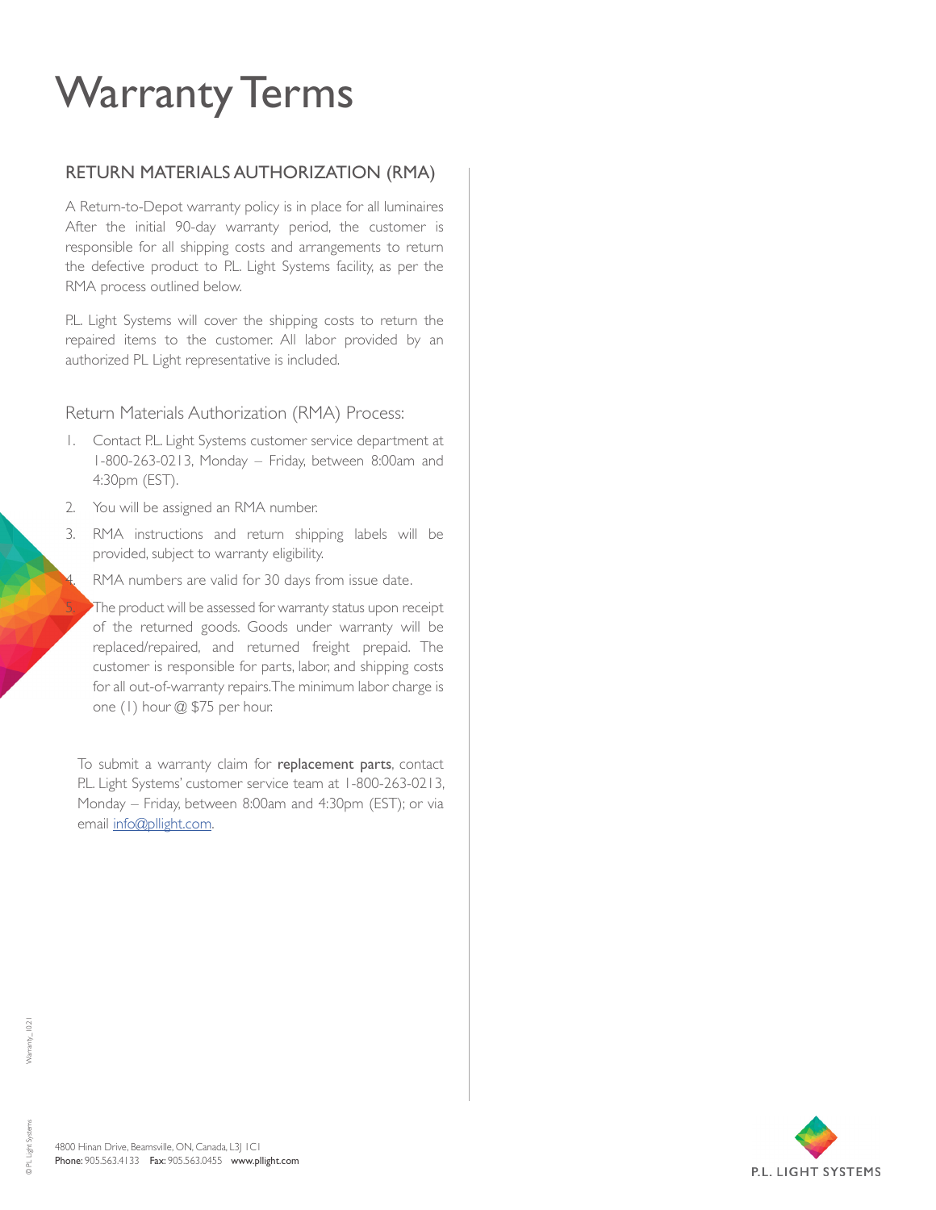# Warranty Terms

## RETURN MATERIALS AUTHORIZATION (RMA)

A Return-to-Depot warranty policy is in place for all luminaires After the initial 90-day warranty period, the customer is responsible for all shipping costs and arrangements to return the defective product to P.L. Light Systems facility, as per the RMA process outlined below.

P.L. Light Systems will cover the shipping costs to return the repaired items to the customer. All labor provided by an authorized PL Light representative is included.

### Return Materials Authorization (RMA) Process:

1. Contact P.L. Light Systems customer service department at 1-800-263-0213, Monday – Friday, between 8:00am and 4:30pm (EST).
2. You will be assigned an RMA number.
3. RMA instructions and return shipping labels will be provided, subject to warranty eligibility.
4. RMA numbers are valid for 30 days from issue date.
5. The product will be assessed for warranty status upon receipt of the returned goods. Goods under warranty will be replaced/repaired, and returned freight prepaid. The customer is responsible for parts, labor, and shipping costs for all out-of-warranty repairs.The minimum labor charge is one (1) hour @ $75 per hour.

To submit a warranty claim for **replacement parts**, contact P.L. Light Systems' customer service team at 1-800-263-0213, Monday – Friday, between 8:00am and 4:30pm (EST); or via email info@pllight.com.

4800 Hinan Drive, Beamsville, ON, Canada, L3J 1C1
**Phone:** 905.563.4133 **Fax:** 905.563.0455 **www.pllight.com**